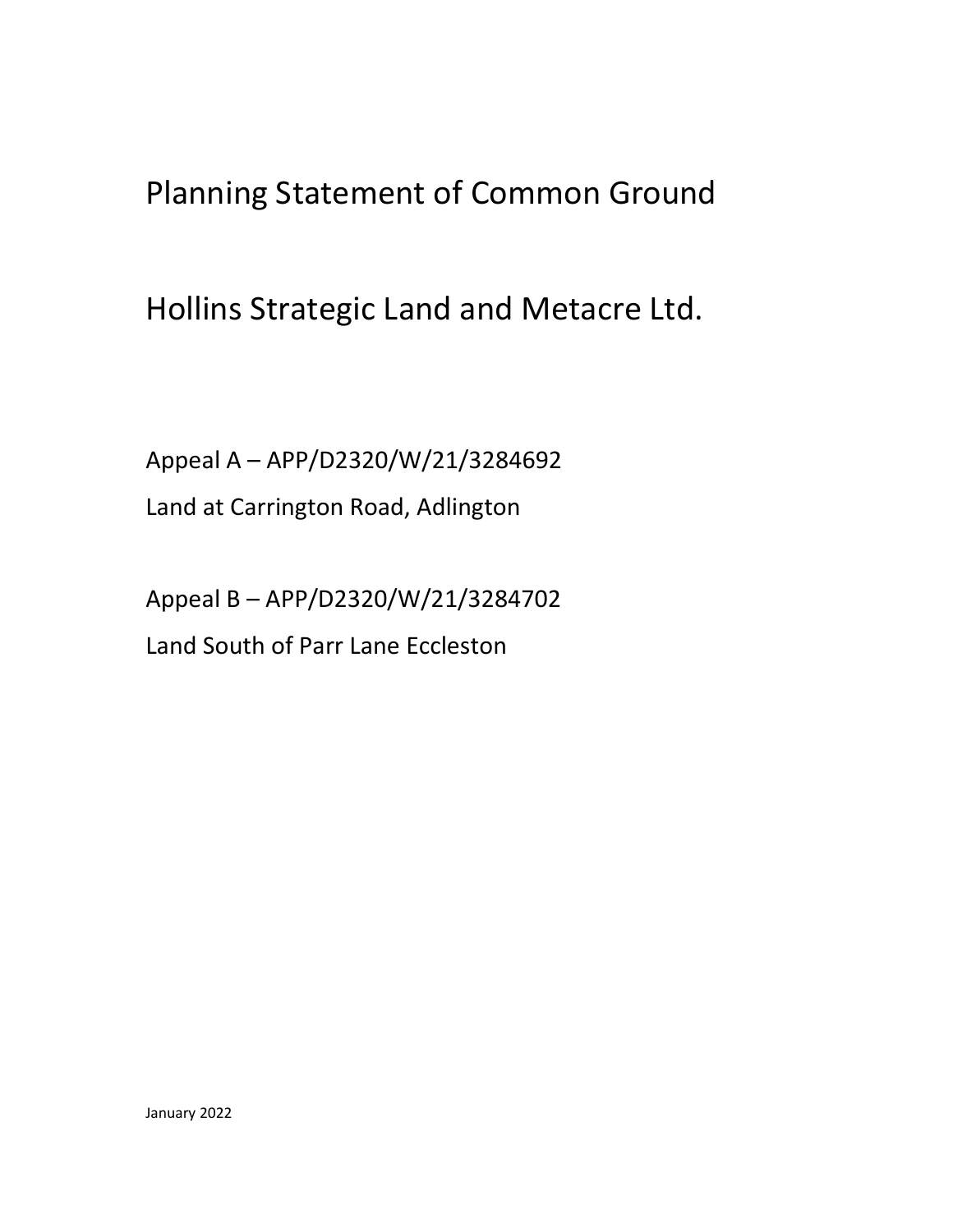# Planning Statement of Common Ground

# Hollins Strategic Land and Metacre Ltd.

Appeal A – APP/D2320/W/21/3284692

Land at Carrington Road, Adlington

Appeal B – APP/D2320/W/21/3284702

Land South of Parr Lane Eccleston

January 2022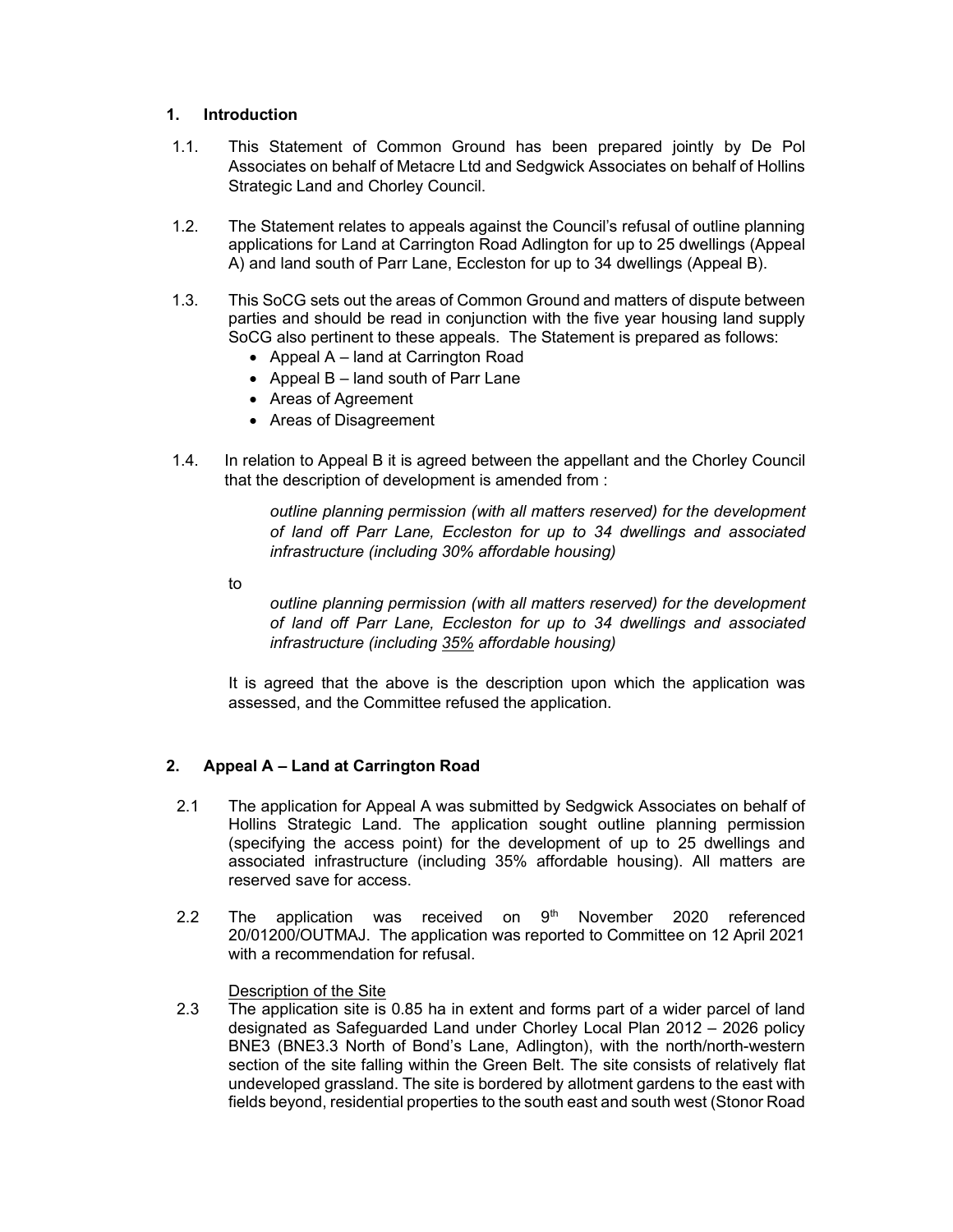## 1. Introduction

1.1. This Statement of Common Ground has been prepared jointly by De Pol Associates on behalf of Metacre Ltd and Sedgwick Associates on behalf of Hollins Strategic Land and Chorley Council.

1.2. The Statement relates to appeals against the Council's refusal of outline planning applications for Land at Carrington Road Adlington for up to 25 dwellings (Appeal A) and land south of Parr Lane, Eccleston for up to 34 dwellings (Appeal B).

1.3. This SoCG sets out the areas of Common Ground and matters of dispute between parties and should be read in conjunction with the five year housing land supply SoCG also pertinent to these appeals. The Statement is prepared as follows:

- Appeal A – land at Carrington Road
- Appeal B – land south of Parr Lane
- Areas of Agreement
- Areas of Disagreement

1.4. In relation to Appeal B it is agreed between the appellant and the Chorley Council that the description of development is amended from :

> *outline planning permission (with all matters reserved) for the development of land off Parr Lane, Eccleston for up to 34 dwellings and associated infrastructure (including 30% affordable housing)*

to

> *outline planning permission (with all matters reserved) for the development of land off Parr Lane, Eccleston for up to 34 dwellings and associated infrastructure (including <u>35%</u> affordable housing)*

It is agreed that the above is the description upon which the application was assessed, and the Committee refused the application.

## 2. Appeal A – Land at Carrington Road

2.1 The application for Appeal A was submitted by Sedgwick Associates on behalf of Hollins Strategic Land. The application sought outline planning permission (specifying the access point) for the development of up to 25 dwellings and associated infrastructure (including 35% affordable housing). All matters are reserved save for access.

2.2 The application was received on 9th November 2020 referenced 20/01200/OUTMAJ. The application was reported to Committee on 12 April 2021 with a recommendation for refusal.

<u>Description of the Site</u>

2.3 The application site is 0.85 ha in extent and forms part of a wider parcel of land designated as Safeguarded Land under Chorley Local Plan 2012 – 2026 policy BNE3 (BNE3.3 North of Bond's Lane, Adlington), with the north/north-western section of the site falling within the Green Belt. The site consists of relatively flat undeveloped grassland. The site is bordered by allotment gardens to the east with fields beyond, residential properties to the south east and south west (Stonor Road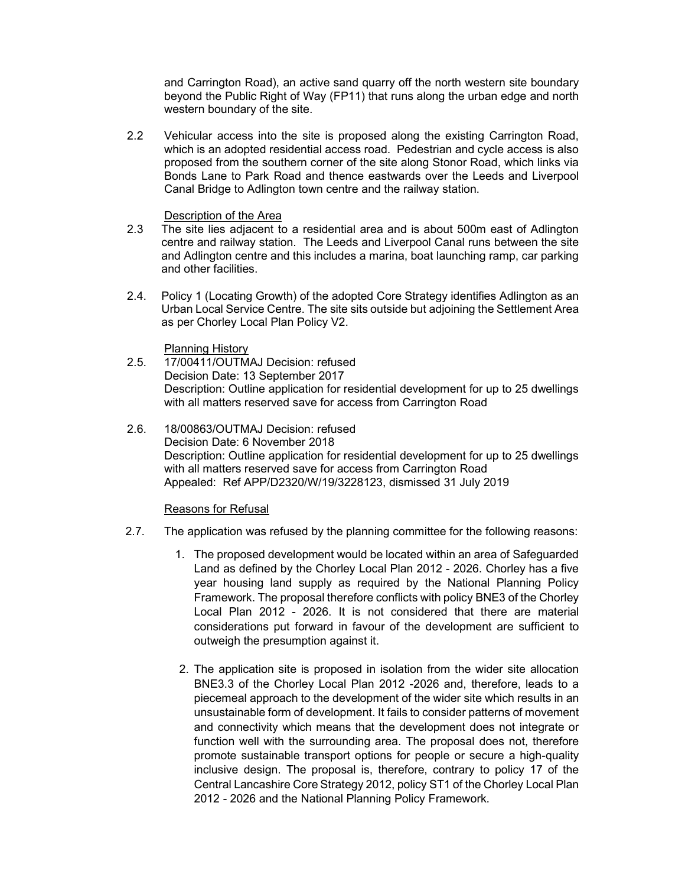and Carrington Road), an active sand quarry off the north western site boundary beyond the Public Right of Way (FP11) that runs along the urban edge and north western boundary of the site.

2.2 Vehicular access into the site is proposed along the existing Carrington Road, which is an adopted residential access road. Pedestrian and cycle access is also proposed from the southern corner of the site along Stonor Road, which links via Bonds Lane to Park Road and thence eastwards over the Leeds and Liverpool Canal Bridge to Adlington town centre and the railway station.

<u>Description of the Area</u>

2.3 The site lies adjacent to a residential area and is about 500m east of Adlington centre and railway station. The Leeds and Liverpool Canal runs between the site and Adlington centre and this includes a marina, boat launching ramp, car parking and other facilities.

2.4. Policy 1 (Locating Growth) of the adopted Core Strategy identifies Adlington as an Urban Local Service Centre. The site sits outside but adjoining the Settlement Area as per Chorley Local Plan Policy V2.

<u>Planning History</u>

2.5. 17/00411/OUTMAJ Decision: refused
Decision Date: 13 September 2017
Description: Outline application for residential development for up to 25 dwellings with all matters reserved save for access from Carrington Road

2.6. 18/00863/OUTMAJ Decision: refused
Decision Date: 6 November 2018
Description: Outline application for residential development for up to 25 dwellings with all matters reserved save for access from Carrington Road
Appealed: Ref APP/D2320/W/19/3228123, dismissed 31 July 2019

<u>Reasons for Refusal</u>

2.7. The application was refused by the planning committee for the following reasons:

1. The proposed development would be located within an area of Safeguarded Land as defined by the Chorley Local Plan 2012 - 2026. Chorley has a five year housing land supply as required by the National Planning Policy Framework. The proposal therefore conflicts with policy BNE3 of the Chorley Local Plan 2012 - 2026. It is not considered that there are material considerations put forward in favour of the development are sufficient to outweigh the presumption against it.

2. The application site is proposed in isolation from the wider site allocation BNE3.3 of the Chorley Local Plan 2012 -2026 and, therefore, leads to a piecemeal approach to the development of the wider site which results in an unsustainable form of development. It fails to consider patterns of movement and connectivity which means that the development does not integrate or function well with the surrounding area. The proposal does not, therefore promote sustainable transport options for people or secure a high-quality inclusive design. The proposal is, therefore, contrary to policy 17 of the Central Lancashire Core Strategy 2012, policy ST1 of the Chorley Local Plan 2012 - 2026 and the National Planning Policy Framework.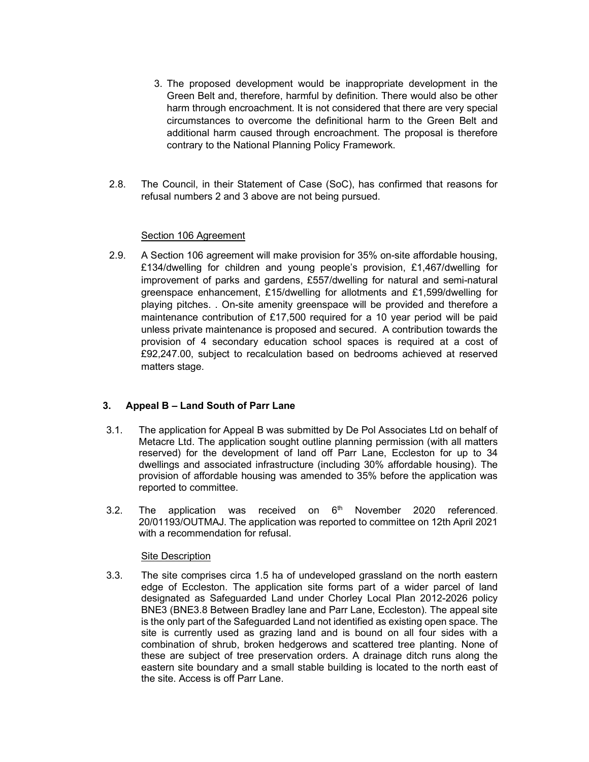3. The proposed development would be inappropriate development in the Green Belt and, therefore, harmful by definition. There would also be other harm through encroachment. It is not considered that there are very special circumstances to overcome the definitional harm to the Green Belt and additional harm caused through encroachment. The proposal is therefore contrary to the National Planning Policy Framework.

2.8. The Council, in their Statement of Case (SoC), has confirmed that reasons for refusal numbers 2 and 3 above are not being pursued.

Section 106 Agreement

2.9. A Section 106 agreement will make provision for 35% on-site affordable housing, £134/dwelling for children and young people's provision, £1,467/dwelling for improvement of parks and gardens, £557/dwelling for natural and semi-natural greenspace enhancement, £15/dwelling for allotments and £1,599/dwelling for playing pitches. . On-site amenity greenspace will be provided and therefore a maintenance contribution of £17,500 required for a 10 year period will be paid unless private maintenance is proposed and secured. A contribution towards the provision of 4 secondary education school spaces is required at a cost of £92,247.00, subject to recalculation based on bedrooms achieved at reserved matters stage.

## 3. Appeal B – Land South of Parr Lane

3.1. The application for Appeal B was submitted by De Pol Associates Ltd on behalf of Metacre Ltd. The application sought outline planning permission (with all matters reserved) for the development of land off Parr Lane, Eccleston for up to 34 dwellings and associated infrastructure (including 30% affordable housing). The provision of affordable housing was amended to 35% before the application was reported to committee.

3.2. The application was received on 6th November 2020 referenced. 20/01193/OUTMAJ. The application was reported to committee on 12th April 2021 with a recommendation for refusal.

Site Description

3.3. The site comprises circa 1.5 ha of undeveloped grassland on the north eastern edge of Eccleston. The application site forms part of a wider parcel of land designated as Safeguarded Land under Chorley Local Plan 2012-2026 policy BNE3 (BNE3.8 Between Bradley lane and Parr Lane, Eccleston). The appeal site is the only part of the Safeguarded Land not identified as existing open space. The site is currently used as grazing land and is bound on all four sides with a combination of shrub, broken hedgerows and scattered tree planting. None of these are subject of tree preservation orders. A drainage ditch runs along the eastern site boundary and a small stable building is located to the north east of the site. Access is off Parr Lane.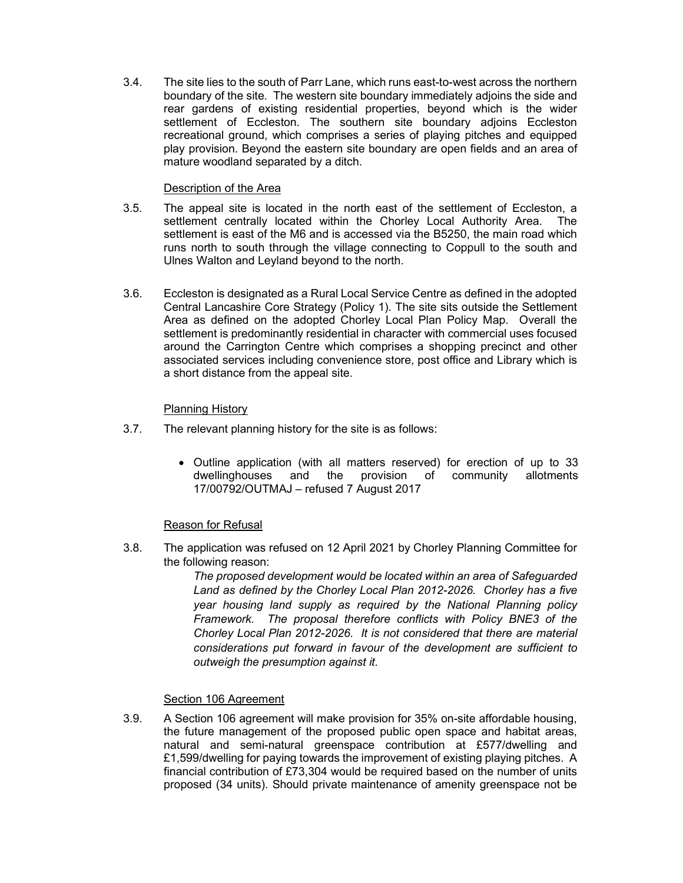3.4. The site lies to the south of Parr Lane, which runs east-to-west across the northern boundary of the site. The western site boundary immediately adjoins the side and rear gardens of existing residential properties, beyond which is the wider settlement of Eccleston. The southern site boundary adjoins Eccleston recreational ground, which comprises a series of playing pitches and equipped play provision. Beyond the eastern site boundary are open fields and an area of mature woodland separated by a ditch.

### Description of the Area

3.5. The appeal site is located in the north east of the settlement of Eccleston, a settlement centrally located within the Chorley Local Authority Area. The settlement is east of the M6 and is accessed via the B5250, the main road which runs north to south through the village connecting to Coppull to the south and Ulnes Walton and Leyland beyond to the north.

3.6. Eccleston is designated as a Rural Local Service Centre as defined in the adopted Central Lancashire Core Strategy (Policy 1). The site sits outside the Settlement Area as defined on the adopted Chorley Local Plan Policy Map. Overall the settlement is predominantly residential in character with commercial uses focused around the Carrington Centre which comprises a shopping precinct and other associated services including convenience store, post office and Library which is a short distance from the appeal site.

### Planning History

3.7. The relevant planning history for the site is as follows:

- Outline application (with all matters reserved) for erection of up to 33 dwellinghouses and the provision of community allotments 17/00792/OUTMAJ – refused 7 August 2017

### Reason for Refusal

3.8. The application was refused on 12 April 2021 by Chorley Planning Committee for the following reason:

> *The proposed development would be located within an area of Safeguarded Land as defined by the Chorley Local Plan 2012-2026. Chorley has a five year housing land supply as required by the National Planning policy Framework. The proposal therefore conflicts with Policy BNE3 of the Chorley Local Plan 2012-2026. It is not considered that there are material considerations put forward in favour of the development are sufficient to outweigh the presumption against it.*

### Section 106 Agreement

3.9. A Section 106 agreement will make provision for 35% on-site affordable housing, the future management of the proposed public open space and habitat areas, natural and semi-natural greenspace contribution at £577/dwelling and £1,599/dwelling for paying towards the improvement of existing playing pitches. A financial contribution of £73,304 would be required based on the number of units proposed (34 units). Should private maintenance of amenity greenspace not be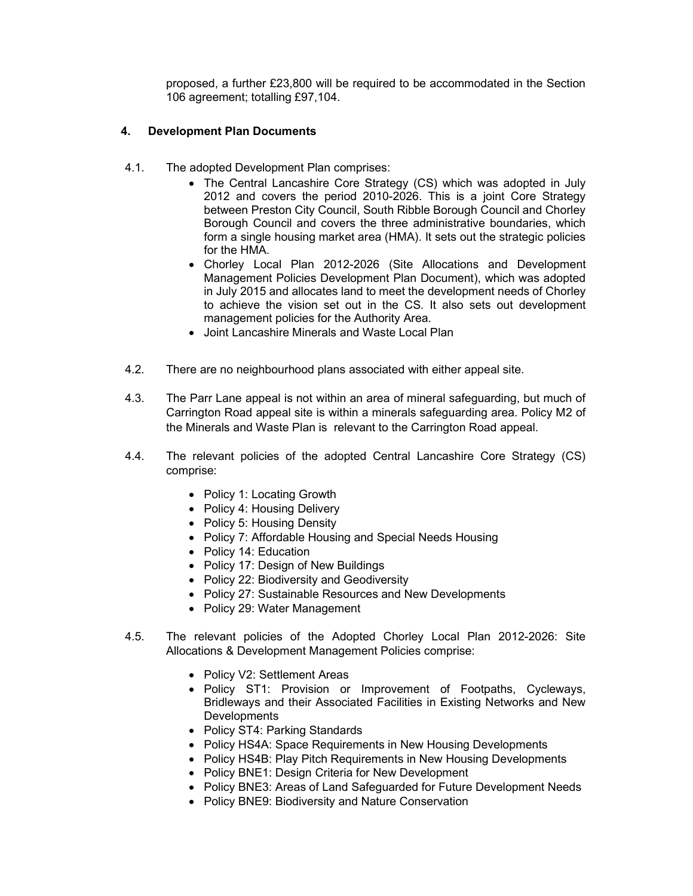proposed, a further £23,800 will be required to be accommodated in the Section 106 agreement; totalling £97,104.

## 4. Development Plan Documents

4.1. The adopted Development Plan comprises:

- The Central Lancashire Core Strategy (CS) which was adopted in July 2012 and covers the period 2010-2026. This is a joint Core Strategy between Preston City Council, South Ribble Borough Council and Chorley Borough Council and covers the three administrative boundaries, which form a single housing market area (HMA). It sets out the strategic policies for the HMA.
- Chorley Local Plan 2012-2026 (Site Allocations and Development Management Policies Development Plan Document), which was adopted in July 2015 and allocates land to meet the development needs of Chorley to achieve the vision set out in the CS. It also sets out development management policies for the Authority Area.
- Joint Lancashire Minerals and Waste Local Plan

4.2. There are no neighbourhood plans associated with either appeal site.

4.3. The Parr Lane appeal is not within an area of mineral safeguarding, but much of Carrington Road appeal site is within a minerals safeguarding area. Policy M2 of the Minerals and Waste Plan is relevant to the Carrington Road appeal.

4.4. The relevant policies of the adopted Central Lancashire Core Strategy (CS) comprise:

- Policy 1: Locating Growth
- Policy 4: Housing Delivery
- Policy 5: Housing Density
- Policy 7: Affordable Housing and Special Needs Housing
- Policy 14: Education
- Policy 17: Design of New Buildings
- Policy 22: Biodiversity and Geodiversity
- Policy 27: Sustainable Resources and New Developments
- Policy 29: Water Management

4.5. The relevant policies of the Adopted Chorley Local Plan 2012-2026: Site Allocations & Development Management Policies comprise:

- Policy V2: Settlement Areas
- Policy ST1: Provision or Improvement of Footpaths, Cycleways, Bridleways and their Associated Facilities in Existing Networks and New Developments
- Policy ST4: Parking Standards
- Policy HS4A: Space Requirements in New Housing Developments
- Policy HS4B: Play Pitch Requirements in New Housing Developments
- Policy BNE1: Design Criteria for New Development
- Policy BNE3: Areas of Land Safeguarded for Future Development Needs
- Policy BNE9: Biodiversity and Nature Conservation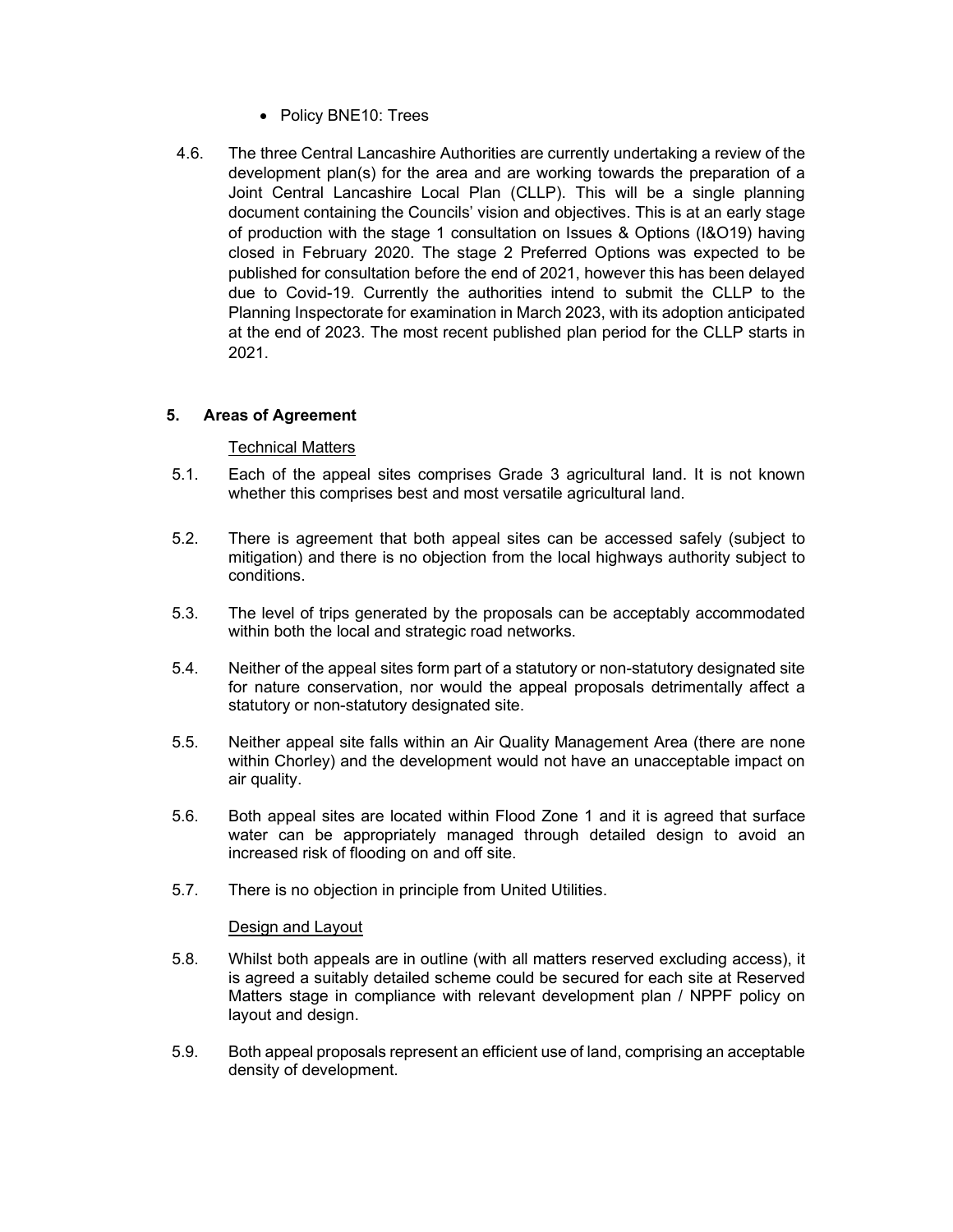- Policy BNE10: Trees

4.6. The three Central Lancashire Authorities are currently undertaking a review of the development plan(s) for the area and are working towards the preparation of a Joint Central Lancashire Local Plan (CLLP). This will be a single planning document containing the Councils' vision and objectives. This is at an early stage of production with the stage 1 consultation on Issues & Options (I&O19) having closed in February 2020. The stage 2 Preferred Options was expected to be published for consultation before the end of 2021, however this has been delayed due to Covid-19. Currently the authorities intend to submit the CLLP to the Planning Inspectorate for examination in March 2023, with its adoption anticipated at the end of 2023. The most recent published plan period for the CLLP starts in 2021.

## 5. Areas of Agreement

<u>Technical Matters</u>

5.1. Each of the appeal sites comprises Grade 3 agricultural land. It is not known whether this comprises best and most versatile agricultural land.

5.2. There is agreement that both appeal sites can be accessed safely (subject to mitigation) and there is no objection from the local highways authority subject to conditions.

5.3. The level of trips generated by the proposals can be acceptably accommodated within both the local and strategic road networks.

5.4. Neither of the appeal sites form part of a statutory or non-statutory designated site for nature conservation, nor would the appeal proposals detrimentally affect a statutory or non-statutory designated site.

5.5. Neither appeal site falls within an Air Quality Management Area (there are none within Chorley) and the development would not have an unacceptable impact on air quality.

5.6. Both appeal sites are located within Flood Zone 1 and it is agreed that surface water can be appropriately managed through detailed design to avoid an increased risk of flooding on and off site.

5.7. There is no objection in principle from United Utilities.

<u>Design and Layout</u>

5.8. Whilst both appeals are in outline (with all matters reserved excluding access), it is agreed a suitably detailed scheme could be secured for each site at Reserved Matters stage in compliance with relevant development plan / NPPF policy on layout and design.

5.9. Both appeal proposals represent an efficient use of land, comprising an acceptable density of development.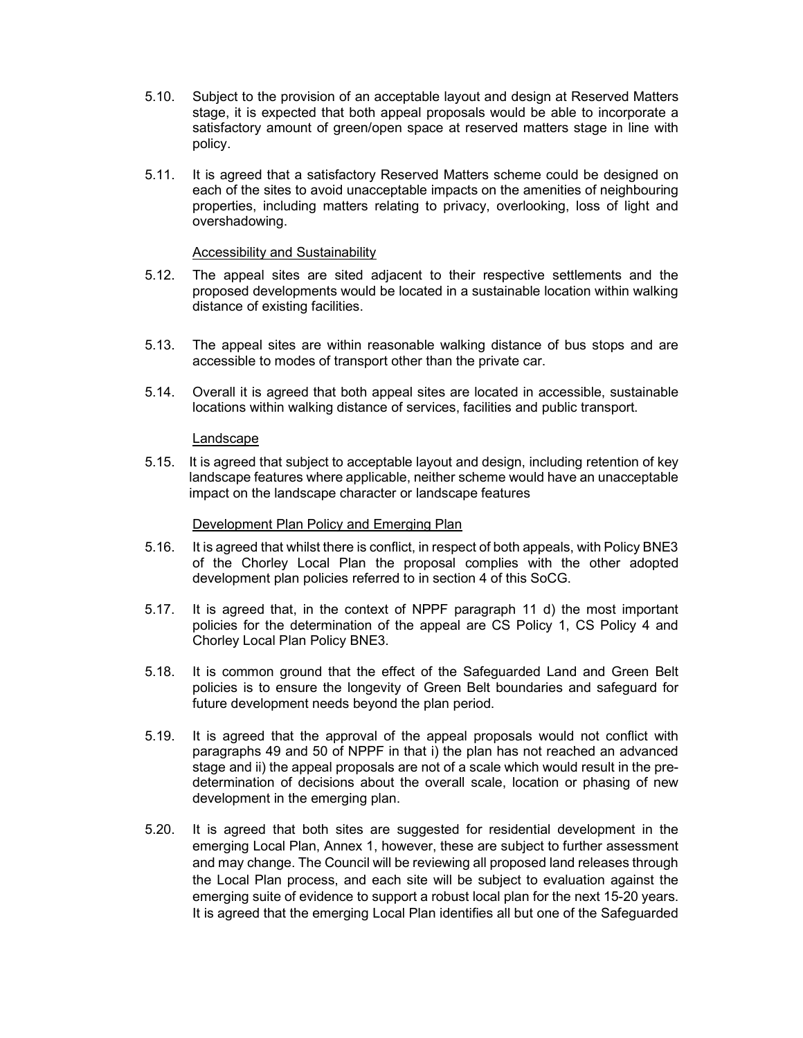5.10. Subject to the provision of an acceptable layout and design at Reserved Matters stage, it is expected that both appeal proposals would be able to incorporate a satisfactory amount of green/open space at reserved matters stage in line with policy.

5.11. It is agreed that a satisfactory Reserved Matters scheme could be designed on each of the sites to avoid unacceptable impacts on the amenities of neighbouring properties, including matters relating to privacy, overlooking, loss of light and overshadowing.

<u>Accessibility and Sustainability</u>

5.12. The appeal sites are sited adjacent to their respective settlements and the proposed developments would be located in a sustainable location within walking distance of existing facilities.

5.13. The appeal sites are within reasonable walking distance of bus stops and are accessible to modes of transport other than the private car.

5.14. Overall it is agreed that both appeal sites are located in accessible, sustainable locations within walking distance of services, facilities and public transport.

<u>Landscape</u>

5.15. It is agreed that subject to acceptable layout and design, including retention of key landscape features where applicable, neither scheme would have an unacceptable impact on the landscape character or landscape features

<u>Development Plan Policy and Emerging Plan</u>

5.16. It is agreed that whilst there is conflict, in respect of both appeals, with Policy BNE3 of the Chorley Local Plan the proposal complies with the other adopted development plan policies referred to in section 4 of this SoCG.

5.17. It is agreed that, in the context of NPPF paragraph 11 d) the most important policies for the determination of the appeal are CS Policy 1, CS Policy 4 and Chorley Local Plan Policy BNE3.

5.18. It is common ground that the effect of the Safeguarded Land and Green Belt policies is to ensure the longevity of Green Belt boundaries and safeguard for future development needs beyond the plan period.

5.19. It is agreed that the approval of the appeal proposals would not conflict with paragraphs 49 and 50 of NPPF in that i) the plan has not reached an advanced stage and ii) the appeal proposals are not of a scale which would result in the pre-determination of decisions about the overall scale, location or phasing of new development in the emerging plan.

5.20. It is agreed that both sites are suggested for residential development in the emerging Local Plan, Annex 1, however, these are subject to further assessment and may change. The Council will be reviewing all proposed land releases through the Local Plan process, and each site will be subject to evaluation against the emerging suite of evidence to support a robust local plan for the next 15-20 years. It is agreed that the emerging Local Plan identifies all but one of the Safeguarded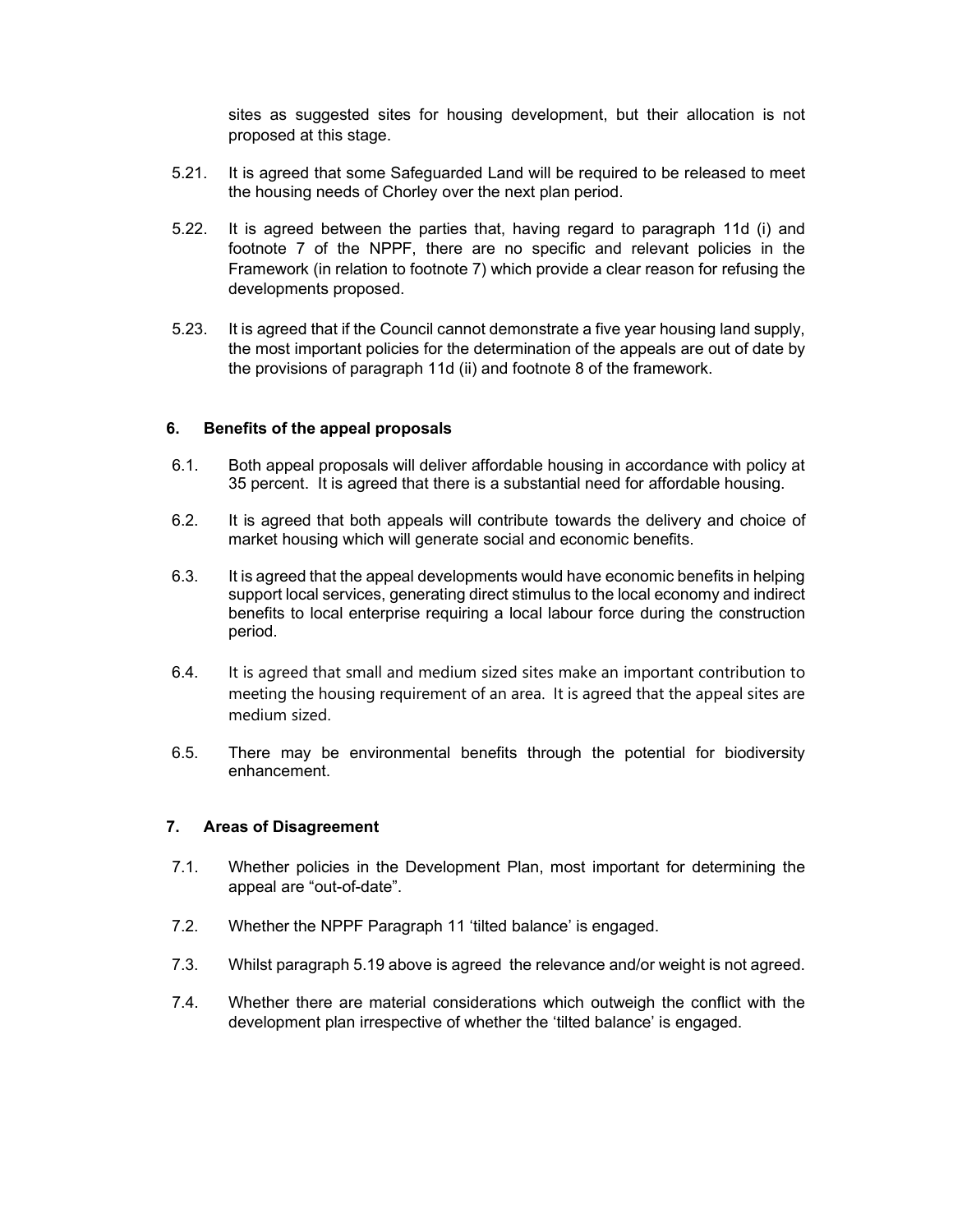sites as suggested sites for housing development, but their allocation is not proposed at this stage.

5.21. It is agreed that some Safeguarded Land will be required to be released to meet the housing needs of Chorley over the next plan period.

5.22. It is agreed between the parties that, having regard to paragraph 11d (i) and footnote 7 of the NPPF, there are no specific and relevant policies in the Framework (in relation to footnote 7) which provide a clear reason for refusing the developments proposed.

5.23. It is agreed that if the Council cannot demonstrate a five year housing land supply, the most important policies for the determination of the appeals are out of date by the provisions of paragraph 11d (ii) and footnote 8 of the framework.

## 6. Benefits of the appeal proposals

6.1. Both appeal proposals will deliver affordable housing in accordance with policy at 35 percent. It is agreed that there is a substantial need for affordable housing.

6.2. It is agreed that both appeals will contribute towards the delivery and choice of market housing which will generate social and economic benefits.

6.3. It is agreed that the appeal developments would have economic benefits in helping support local services, generating direct stimulus to the local economy and indirect benefits to local enterprise requiring a local labour force during the construction period.

6.4. It is agreed that small and medium sized sites make an important contribution to meeting the housing requirement of an area. It is agreed that the appeal sites are medium sized.

6.5. There may be environmental benefits through the potential for biodiversity enhancement.

## 7. Areas of Disagreement

7.1. Whether policies in the Development Plan, most important for determining the appeal are "out-of-date".

7.2. Whether the NPPF Paragraph 11 'tilted balance' is engaged.

7.3. Whilst paragraph 5.19 above is agreed the relevance and/or weight is not agreed.

7.4. Whether there are material considerations which outweigh the conflict with the development plan irrespective of whether the 'tilted balance' is engaged.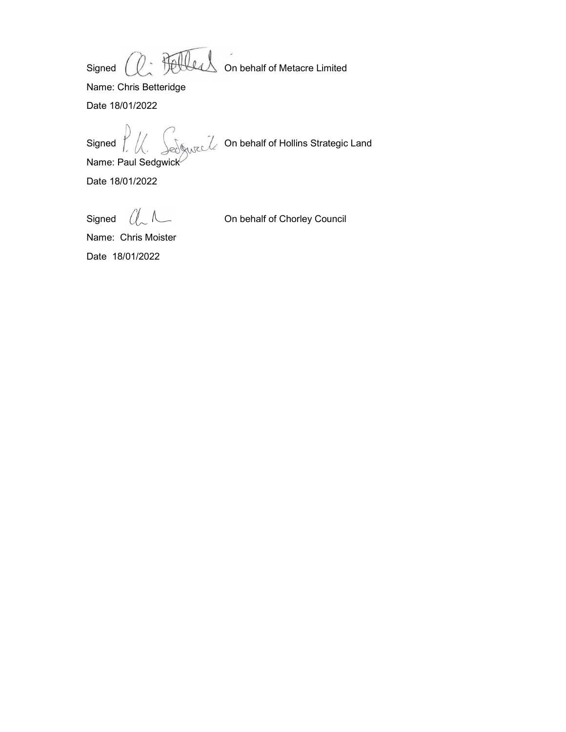Signed On behalf of Metacre Limited

Name: Chris Betteridge

Date 18/01/2022

Signed On behalf of Hollins Strategic Land

Name: Paul Sedgwick

Date 18/01/2022

Signed On behalf of Chorley Council

Name: Chris Moister

Date 18/01/2022